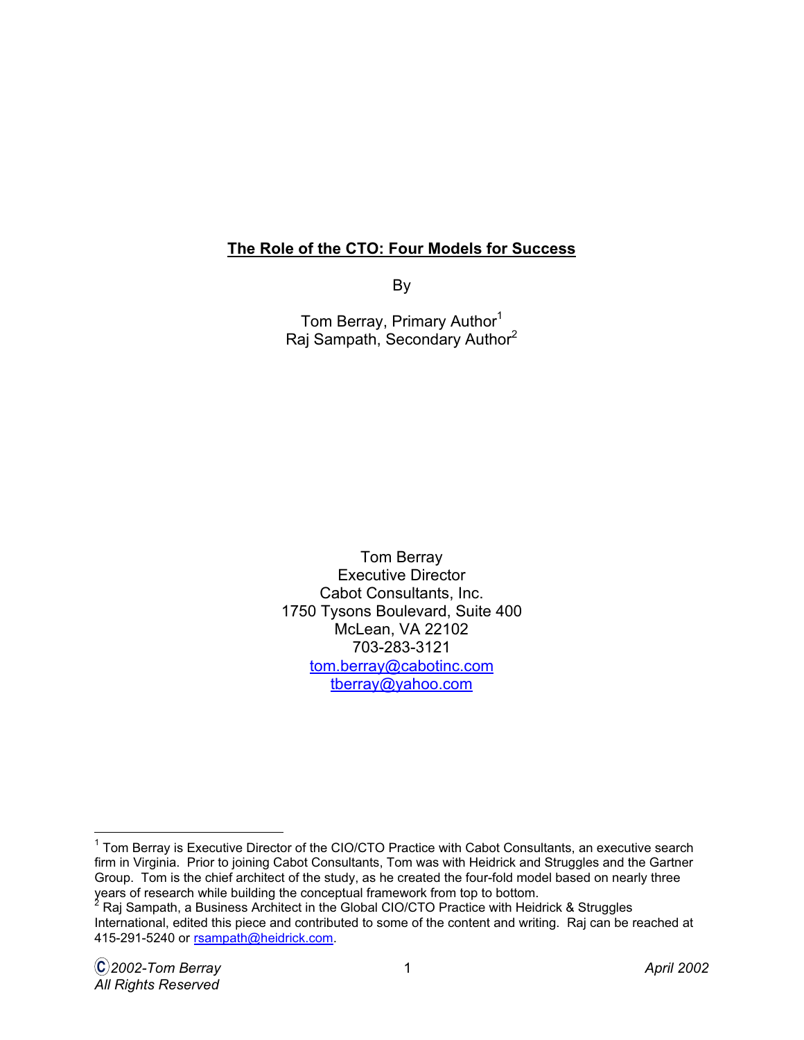# The Role of the CTO: Four Models for Success

By

Tom Berray, Primary Author[1]
Raj Sampath, Secondary Author[2]

Tom Berray
Executive Director
Cabot Consultants, Inc.
1750 Tysons Boulevard, Suite 400
McLean, VA 22102
703-283-3121
tom.berray@cabotinc.com
tberray@yahoo.com

---

[1] Tom Berray is Executive Director of the CIO/CTO Practice with Cabot Consultants, an executive search firm in Virginia. Prior to joining Cabot Consultants, Tom was with Heidrick and Struggles and the Gartner Group. Tom is the chief architect of the study, as he created the four-fold model based on nearly three years of research while building the conceptual framework from top to bottom.

[2] Raj Sampath, a Business Architect in the Global CIO/CTO Practice with Heidrick & Struggles International, edited this piece and contributed to some of the content and writing. Raj can be reached at 415-291-5240 or rsampath@heidrick.com.

*©2002-Tom Berray*
*All Rights Reserved*

*April 2002*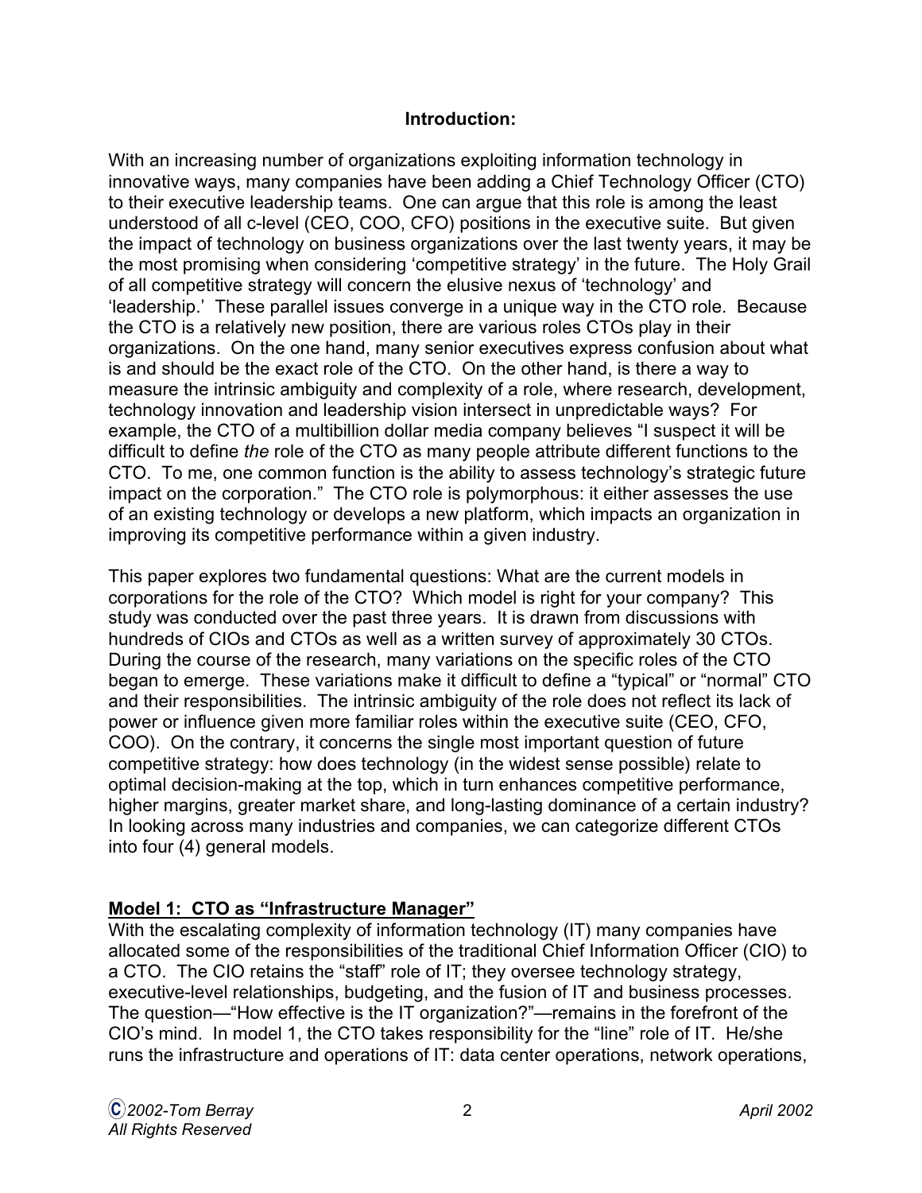## Introduction:

With an increasing number of organizations exploiting information technology in innovative ways, many companies have been adding a Chief Technology Officer (CTO) to their executive leadership teams. One can argue that this role is among the least understood of all c-level (CEO, COO, CFO) positions in the executive suite. But given the impact of technology on business organizations over the last twenty years, it may be the most promising when considering 'competitive strategy' in the future. The Holy Grail of all competitive strategy will concern the elusive nexus of 'technology' and 'leadership.' These parallel issues converge in a unique way in the CTO role. Because the CTO is a relatively new position, there are various roles CTOs play in their organizations. On the one hand, many senior executives express confusion about what is and should be the exact role of the CTO. On the other hand, is there a way to measure the intrinsic ambiguity and complexity of a role, where research, development, technology innovation and leadership vision intersect in unpredictable ways? For example, the CTO of a multibillion dollar media company believes "I suspect it will be difficult to define *the* role of the CTO as many people attribute different functions to the CTO. To me, one common function is the ability to assess technology's strategic future impact on the corporation." The CTO role is polymorphous: it either assesses the use of an existing technology or develops a new platform, which impacts an organization in improving its competitive performance within a given industry.

This paper explores two fundamental questions: What are the current models in corporations for the role of the CTO? Which model is right for your company? This study was conducted over the past three years. It is drawn from discussions with hundreds of CIOs and CTOs as well as a written survey of approximately 30 CTOs. During the course of the research, many variations on the specific roles of the CTO began to emerge. These variations make it difficult to define a "typical" or "normal" CTO and their responsibilities. The intrinsic ambiguity of the role does not reflect its lack of power or influence given more familiar roles within the executive suite (CEO, CFO, COO). On the contrary, it concerns the single most important question of future competitive strategy: how does technology (in the widest sense possible) relate to optimal decision-making at the top, which in turn enhances competitive performance, higher margins, greater market share, and long-lasting dominance of a certain industry? In looking across many industries and companies, we can categorize different CTOs into four (4) general models.

### Model 1: CTO as "Infrastructure Manager"

With the escalating complexity of information technology (IT) many companies have allocated some of the responsibilities of the traditional Chief Information Officer (CIO) to a CTO. The CIO retains the "staff" role of IT; they oversee technology strategy, executive-level relationships, budgeting, and the fusion of IT and business processes. The question—"How effective is the IT organization?"—remains in the forefront of the CIO's mind. In model 1, the CTO takes responsibility for the "line" role of IT. He/she runs the infrastructure and operations of IT: data center operations, network operations,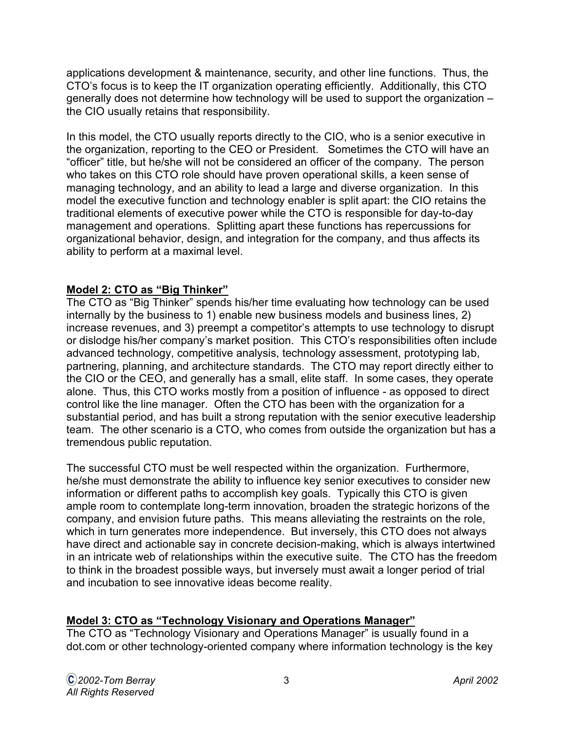applications development & maintenance, security, and other line functions. Thus, the CTO's focus is to keep the IT organization operating efficiently. Additionally, this CTO generally does not determine how technology will be used to support the organization – the CIO usually retains that responsibility.

In this model, the CTO usually reports directly to the CIO, who is a senior executive in the organization, reporting to the CEO or President. Sometimes the CTO will have an "officer" title, but he/she will not be considered an officer of the company. The person who takes on this CTO role should have proven operational skills, a keen sense of managing technology, and an ability to lead a large and diverse organization. In this model the executive function and technology enabler is split apart: the CIO retains the traditional elements of executive power while the CTO is responsible for day-to-day management and operations. Splitting apart these functions has repercussions for organizational behavior, design, and integration for the company, and thus affects its ability to perform at a maximal level.

## Model 2: CTO as "Big Thinker"

The CTO as "Big Thinker" spends his/her time evaluating how technology can be used internally by the business to 1) enable new business models and business lines, 2) increase revenues, and 3) preempt a competitor's attempts to use technology to disrupt or dislodge his/her company's market position. This CTO's responsibilities often include advanced technology, competitive analysis, technology assessment, prototyping lab, partnering, planning, and architecture standards. The CTO may report directly either to the CIO or the CEO, and generally has a small, elite staff. In some cases, they operate alone. Thus, this CTO works mostly from a position of influence - as opposed to direct control like the line manager. Often the CTO has been with the organization for a substantial period, and has built a strong reputation with the senior executive leadership team. The other scenario is a CTO, who comes from outside the organization but has a tremendous public reputation.

The successful CTO must be well respected within the organization. Furthermore, he/she must demonstrate the ability to influence key senior executives to consider new information or different paths to accomplish key goals. Typically this CTO is given ample room to contemplate long-term innovation, broaden the strategic horizons of the company, and envision future paths. This means alleviating the restraints on the role, which in turn generates more independence. But inversely, this CTO does not always have direct and actionable say in concrete decision-making, which is always intertwined in an intricate web of relationships within the executive suite. The CTO has the freedom to think in the broadest possible ways, but inversely must await a longer period of trial and incubation to see innovative ideas become reality.

## Model 3: CTO as "Technology Visionary and Operations Manager"

The CTO as "Technology Visionary and Operations Manager" is usually found in a dot.com or other technology-oriented company where information technology is the key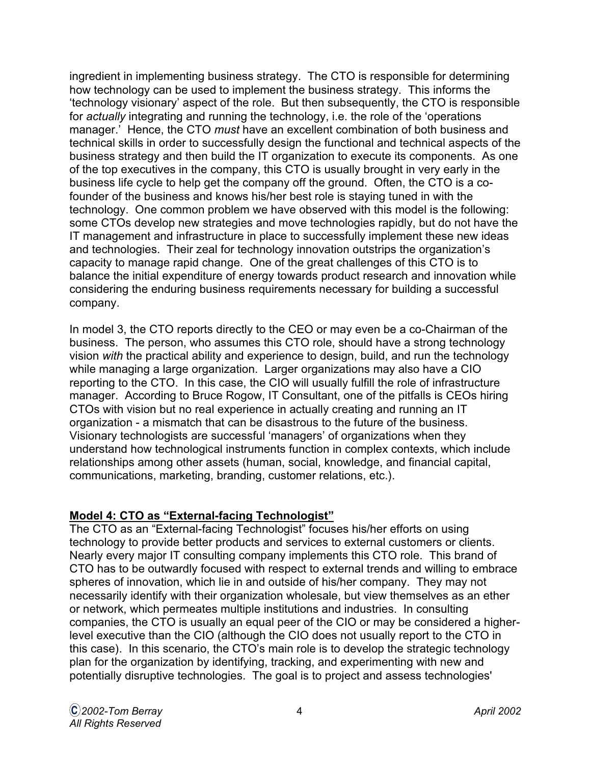ingredient in implementing business strategy. The CTO is responsible for determining how technology can be used to implement the business strategy. This informs the 'technology visionary' aspect of the role. But then subsequently, the CTO is responsible for *actually* integrating and running the technology, i.e. the role of the 'operations manager.' Hence, the CTO *must* have an excellent combination of both business and technical skills in order to successfully design the functional and technical aspects of the business strategy and then build the IT organization to execute its components. As one of the top executives in the company, this CTO is usually brought in very early in the business life cycle to help get the company off the ground. Often, the CTO is a co-founder of the business and knows his/her best role is staying tuned in with the technology. One common problem we have observed with this model is the following: some CTOs develop new strategies and move technologies rapidly, but do not have the IT management and infrastructure in place to successfully implement these new ideas and technologies. Their zeal for technology innovation outstrips the organization's capacity to manage rapid change. One of the great challenges of this CTO is to balance the initial expenditure of energy towards product research and innovation while considering the enduring business requirements necessary for building a successful company.

In model 3, the CTO reports directly to the CEO or may even be a co-Chairman of the business. The person, who assumes this CTO role, should have a strong technology vision *with* the practical ability and experience to design, build, and run the technology while managing a large organization. Larger organizations may also have a CIO reporting to the CTO. In this case, the CIO will usually fulfill the role of infrastructure manager. According to Bruce Rogow, IT Consultant, one of the pitfalls is CEOs hiring CTOs with vision but no real experience in actually creating and running an IT organization - a mismatch that can be disastrous to the future of the business. Visionary technologists are successful 'managers' of organizations when they understand how technological instruments function in complex contexts, which include relationships among other assets (human, social, knowledge, and financial capital, communications, marketing, branding, customer relations, etc.).

**Model 4: CTO as "External-facing Technologist"**

The CTO as an "External-facing Technologist" focuses his/her efforts on using technology to provide better products and services to external customers or clients. Nearly every major IT consulting company implements this CTO role. This brand of CTO has to be outwardly focused with respect to external trends and willing to embrace spheres of innovation, which lie in and outside of his/her company. They may not necessarily identify with their organization wholesale, but view themselves as an ether or network, which permeates multiple institutions and industries. In consulting companies, the CTO is usually an equal peer of the CIO or may be considered a higher-level executive than the CIO (although the CIO does not usually report to the CTO in this case). In this scenario, the CTO's main role is to develop the strategic technology plan for the organization by identifying, tracking, and experimenting with new and potentially disruptive technologies. The goal is to project and assess technologies'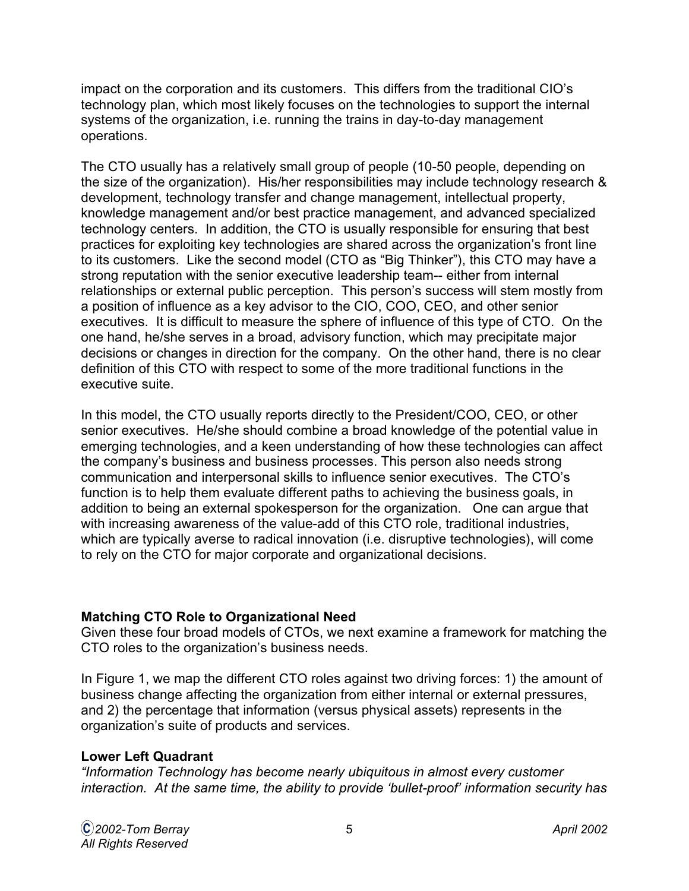impact on the corporation and its customers. This differs from the traditional CIO's technology plan, which most likely focuses on the technologies to support the internal systems of the organization, i.e. running the trains in day-to-day management operations.

The CTO usually has a relatively small group of people (10-50 people, depending on the size of the organization). His/her responsibilities may include technology research & development, technology transfer and change management, intellectual property, knowledge management and/or best practice management, and advanced specialized technology centers. In addition, the CTO is usually responsible for ensuring that best practices for exploiting key technologies are shared across the organization's front line to its customers. Like the second model (CTO as "Big Thinker"), this CTO may have a strong reputation with the senior executive leadership team-- either from internal relationships or external public perception. This person's success will stem mostly from a position of influence as a key advisor to the CIO, COO, CEO, and other senior executives. It is difficult to measure the sphere of influence of this type of CTO. On the one hand, he/she serves in a broad, advisory function, which may precipitate major decisions or changes in direction for the company. On the other hand, there is no clear definition of this CTO with respect to some of the more traditional functions in the executive suite.

In this model, the CTO usually reports directly to the President/COO, CEO, or other senior executives. He/she should combine a broad knowledge of the potential value in emerging technologies, and a keen understanding of how these technologies can affect the company's business and business processes. This person also needs strong communication and interpersonal skills to influence senior executives. The CTO's function is to help them evaluate different paths to achieving the business goals, in addition to being an external spokesperson for the organization. One can argue that with increasing awareness of the value-add of this CTO role, traditional industries, which are typically averse to radical innovation (i.e. disruptive technologies), will come to rely on the CTO for major corporate and organizational decisions.

**Matching CTO Role to Organizational Need**

Given these four broad models of CTOs, we next examine a framework for matching the CTO roles to the organization's business needs.

In Figure 1, we map the different CTO roles against two driving forces: 1) the amount of business change affecting the organization from either internal or external pressures, and 2) the percentage that information (versus physical assets) represents in the organization's suite of products and services.

**Lower Left Quadrant**

*"Information Technology has become nearly ubiquitous in almost every customer interaction. At the same time, the ability to provide 'bullet-proof' information security has*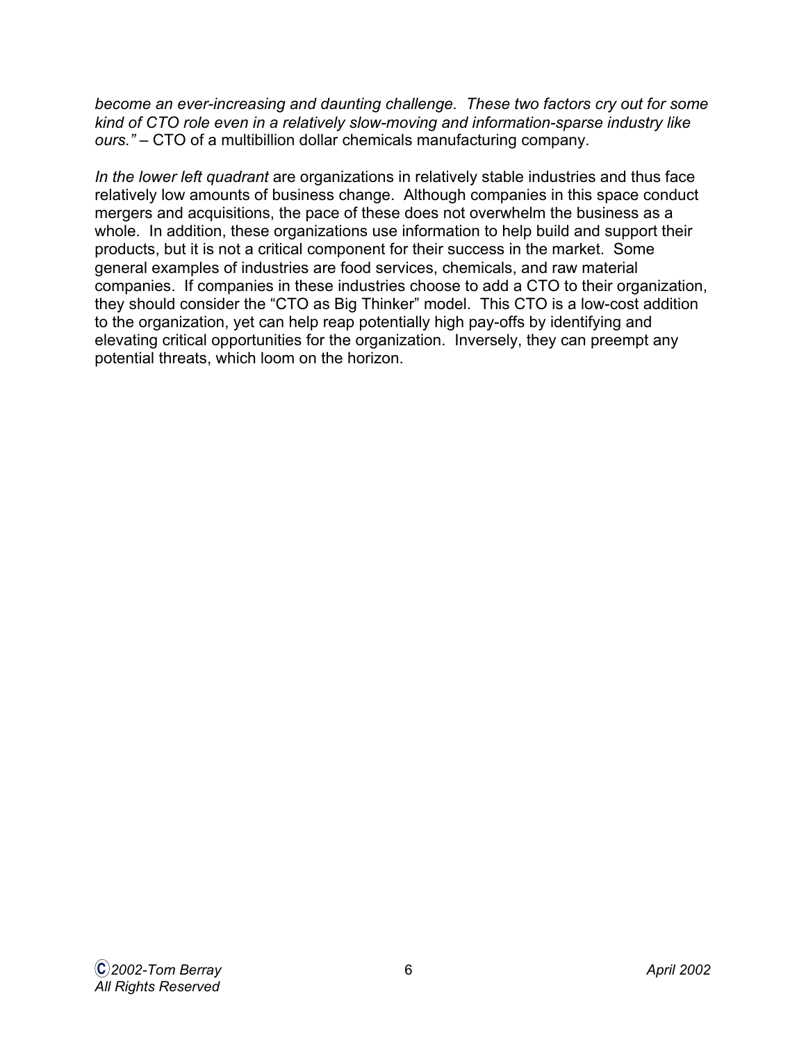*become an ever-increasing and daunting challenge. These two factors cry out for some kind of CTO role even in a relatively slow-moving and information-sparse industry like ours."* – CTO of a multibillion dollar chemicals manufacturing company.

*In the lower left quadrant* are organizations in relatively stable industries and thus face relatively low amounts of business change. Although companies in this space conduct mergers and acquisitions, the pace of these does not overwhelm the business as a whole. In addition, these organizations use information to help build and support their products, but it is not a critical component for their success in the market. Some general examples of industries are food services, chemicals, and raw material companies. If companies in these industries choose to add a CTO to their organization, they should consider the "CTO as Big Thinker" model. This CTO is a low-cost addition to the organization, yet can help reap potentially high pay-offs by identifying and elevating critical opportunities for the organization. Inversely, they can preempt any potential threats, which loom on the horizon.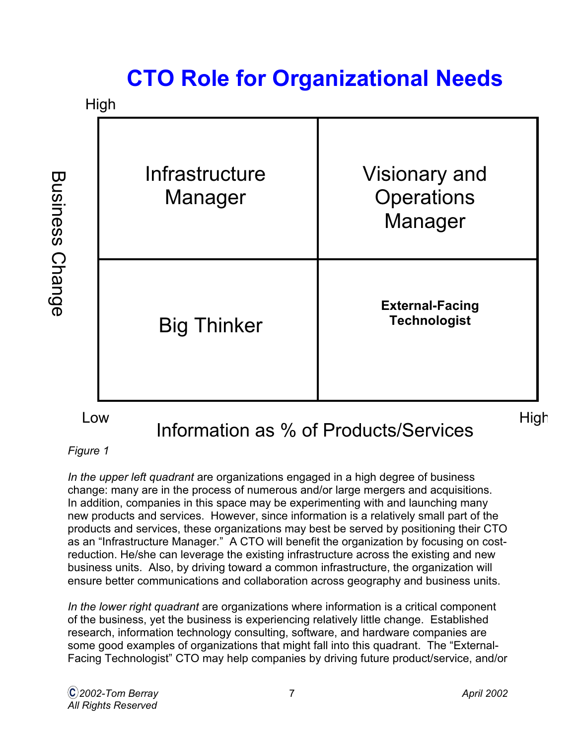# CTO Role for Organizational Needs

| Business Change | Low Information as % of Products/Services | High Information as % of Products/Services |
|---|---|---|
| High | Infrastructure Manager | Visionary and Operations Manager |
| Low | Big Thinker | **External-Facing Technologist** |

*Figure 1*

*In the upper left quadrant* are organizations engaged in a high degree of business change: many are in the process of numerous and/or large mergers and acquisitions. In addition, companies in this space may be experimenting with and launching many new products and services. However, since information is a relatively small part of the products and services, these organizations may best be served by positioning their CTO as an "Infrastructure Manager." A CTO will benefit the organization by focusing on cost-reduction. He/she can leverage the existing infrastructure across the existing and new business units. Also, by driving toward a common infrastructure, the organization will ensure better communications and collaboration across geography and business units.

*In the lower right quadrant* are organizations where information is a critical component of the business, yet the business is experiencing relatively little change. Established research, information technology consulting, software, and hardware companies are some good examples of organizations that might fall into this quadrant. The "External-Facing Technologist" CTO may help companies by driving future product/service, and/or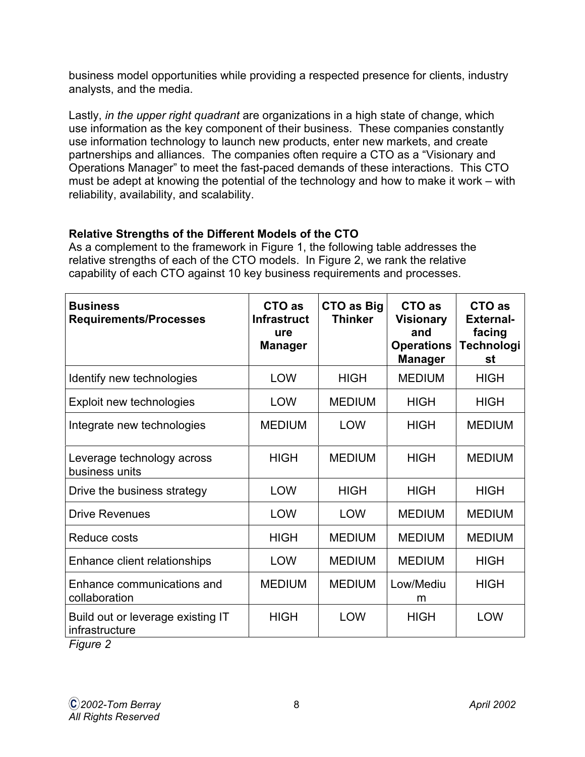business model opportunities while providing a respected presence for clients, industry analysts, and the media.

Lastly, *in the upper right quadrant* are organizations in a high state of change, which use information as the key component of their business. These companies constantly use information technology to launch new products, enter new markets, and create partnerships and alliances. The companies often require a CTO as a "Visionary and Operations Manager" to meet the fast-paced demands of these interactions. This CTO must be adept at knowing the potential of the technology and how to make it work – with reliability, availability, and scalability.

**Relative Strengths of the Different Models of the CTO**

As a complement to the framework in Figure 1, the following table addresses the relative strengths of each of the CTO models. In Figure 2, we rank the relative capability of each CTO against 10 key business requirements and processes.

| Business Requirements/Processes | CTO as Infrastructure Manager | CTO as Big Thinker | CTO as Visionary and Operations Manager | CTO as External-facing Technologist |
|---|---|---|---|---|
| Identify new technologies | LOW | HIGH | MEDIUM | HIGH |
| Exploit new technologies | LOW | MEDIUM | HIGH | HIGH |
| Integrate new technologies | MEDIUM | LOW | HIGH | MEDIUM |
| Leverage technology across business units | HIGH | MEDIUM | HIGH | MEDIUM |
| Drive the business strategy | LOW | HIGH | HIGH | HIGH |
| Drive Revenues | LOW | LOW | MEDIUM | MEDIUM |
| Reduce costs | HIGH | MEDIUM | MEDIUM | MEDIUM |
| Enhance client relationships | LOW | MEDIUM | MEDIUM | HIGH |
| Enhance communications and collaboration | MEDIUM | MEDIUM | Low/Medium | HIGH |
| Build out or leverage existing IT infrastructure | HIGH | LOW | HIGH | LOW |

*Figure 2*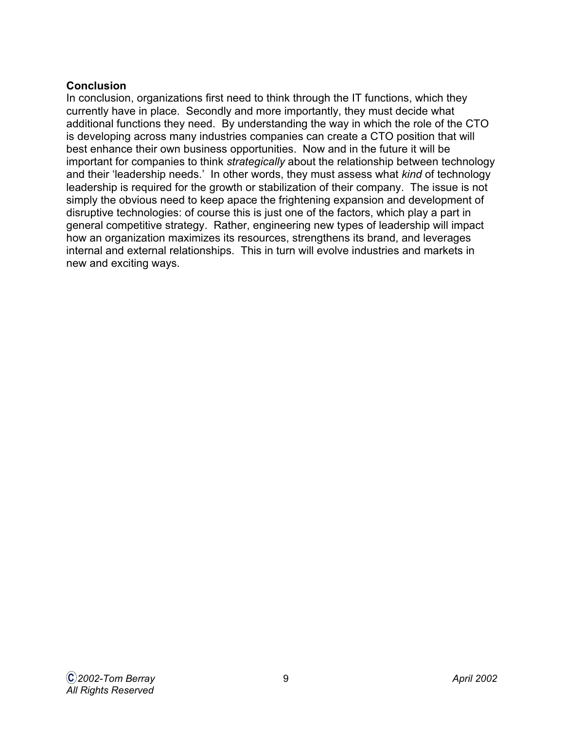**Conclusion**

In conclusion, organizations first need to think through the IT functions, which they currently have in place. Secondly and more importantly, they must decide what additional functions they need. By understanding the way in which the role of the CTO is developing across many industries companies can create a CTO position that will best enhance their own business opportunities. Now and in the future it will be important for companies to think *strategically* about the relationship between technology and their 'leadership needs.' In other words, they must assess what *kind* of technology leadership is required for the growth or stabilization of their company. The issue is not simply the obvious need to keep apace the frightening expansion and development of disruptive technologies: of course this is just one of the factors, which play a part in general competitive strategy. Rather, engineering new types of leadership will impact how an organization maximizes its resources, strengthens its brand, and leverages internal and external relationships. This in turn will evolve industries and markets in new and exciting ways.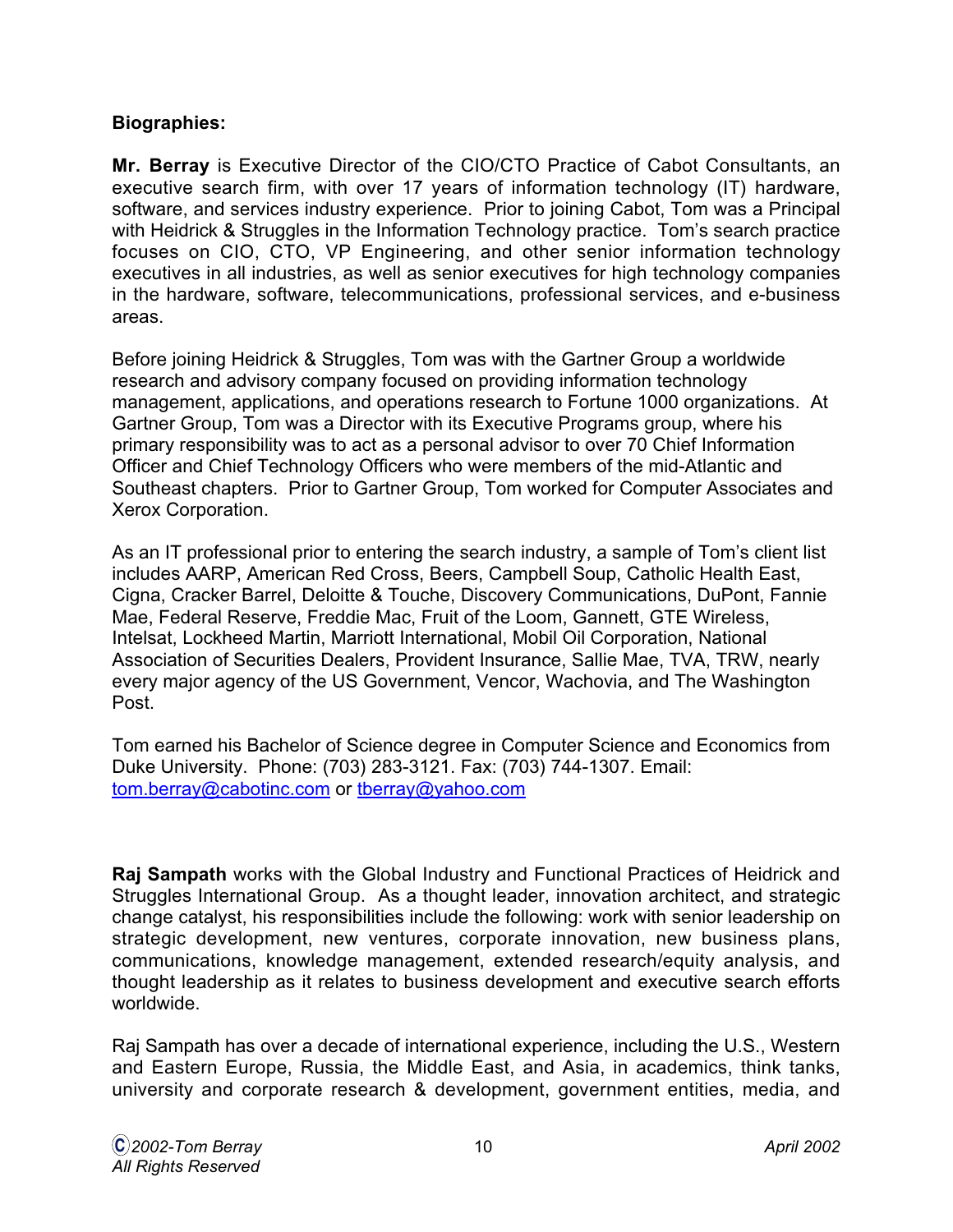**Biographies:**

**Mr. Berray** is Executive Director of the CIO/CTO Practice of Cabot Consultants, an executive search firm, with over 17 years of information technology (IT) hardware, software, and services industry experience. Prior to joining Cabot, Tom was a Principal with Heidrick & Struggles in the Information Technology practice. Tom's search practice focuses on CIO, CTO, VP Engineering, and other senior information technology executives in all industries, as well as senior executives for high technology companies in the hardware, software, telecommunications, professional services, and e-business areas.

Before joining Heidrick & Struggles, Tom was with the Gartner Group a worldwide research and advisory company focused on providing information technology management, applications, and operations research to Fortune 1000 organizations. At Gartner Group, Tom was a Director with its Executive Programs group, where his primary responsibility was to act as a personal advisor to over 70 Chief Information Officer and Chief Technology Officers who were members of the mid-Atlantic and Southeast chapters. Prior to Gartner Group, Tom worked for Computer Associates and Xerox Corporation.

As an IT professional prior to entering the search industry, a sample of Tom's client list includes AARP, American Red Cross, Beers, Campbell Soup, Catholic Health East, Cigna, Cracker Barrel, Deloitte & Touche, Discovery Communications, DuPont, Fannie Mae, Federal Reserve, Freddie Mac, Fruit of the Loom, Gannett, GTE Wireless, Intelsat, Lockheed Martin, Marriott International, Mobil Oil Corporation, National Association of Securities Dealers, Provident Insurance, Sallie Mae, TVA, TRW, nearly every major agency of the US Government, Vencor, Wachovia, and The Washington Post.

Tom earned his Bachelor of Science degree in Computer Science and Economics from Duke University. Phone: (703) 283-3121. Fax: (703) 744-1307. Email: tom.berray@cabotinc.com or tberray@yahoo.com

**Raj Sampath** works with the Global Industry and Functional Practices of Heidrick and Struggles International Group. As a thought leader, innovation architect, and strategic change catalyst, his responsibilities include the following: work with senior leadership on strategic development, new ventures, corporate innovation, new business plans, communications, knowledge management, extended research/equity analysis, and thought leadership as it relates to business development and executive search efforts worldwide.

Raj Sampath has over a decade of international experience, including the U.S., Western and Eastern Europe, Russia, the Middle East, and Asia, in academics, think tanks, university and corporate research & development, government entities, media, and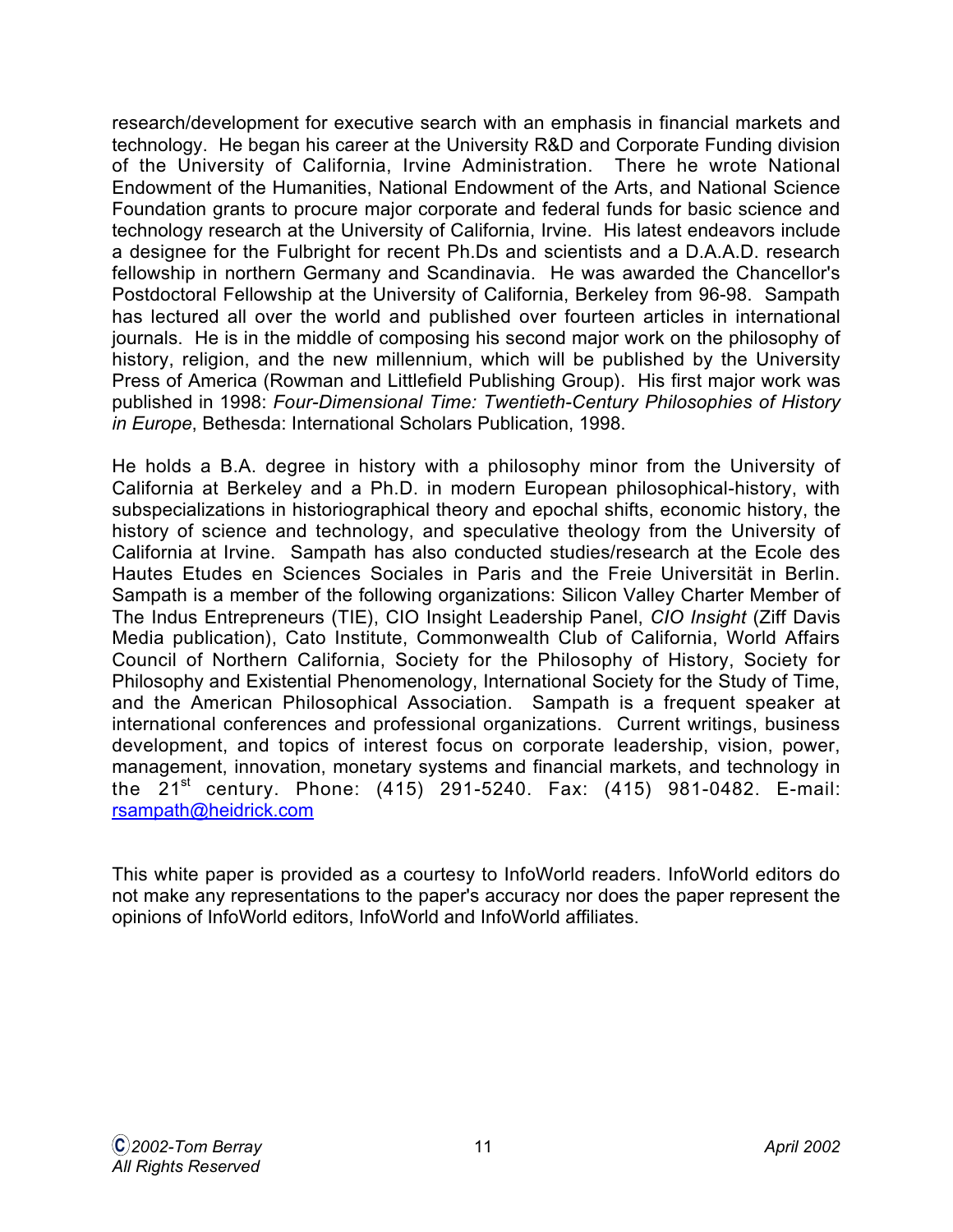research/development for executive search with an emphasis in financial markets and technology. He began his career at the University R&D and Corporate Funding division of the University of California, Irvine Administration. There he wrote National Endowment of the Humanities, National Endowment of the Arts, and National Science Foundation grants to procure major corporate and federal funds for basic science and technology research at the University of California, Irvine. His latest endeavors include a designee for the Fulbright for recent Ph.Ds and scientists and a D.A.A.D. research fellowship in northern Germany and Scandinavia. He was awarded the Chancellor's Postdoctoral Fellowship at the University of California, Berkeley from 96-98. Sampath has lectured all over the world and published over fourteen articles in international journals. He is in the middle of composing his second major work on the philosophy of history, religion, and the new millennium, which will be published by the University Press of America (Rowman and Littlefield Publishing Group). His first major work was published in 1998: *Four-Dimensional Time: Twentieth-Century Philosophies of History in Europe*, Bethesda: International Scholars Publication, 1998.

He holds a B.A. degree in history with a philosophy minor from the University of California at Berkeley and a Ph.D. in modern European philosophical-history, with subspecializations in historiographical theory and epochal shifts, economic history, the history of science and technology, and speculative theology from the University of California at Irvine. Sampath has also conducted studies/research at the Ecole des Hautes Etudes en Sciences Sociales in Paris and the Freie Universität in Berlin. Sampath is a member of the following organizations: Silicon Valley Charter Member of The Indus Entrepreneurs (TIE), CIO Insight Leadership Panel, *CIO Insight* (Ziff Davis Media publication), Cato Institute, Commonwealth Club of California, World Affairs Council of Northern California, Society for the Philosophy of History, Society for Philosophy and Existential Phenomenology, International Society for the Study of Time, and the American Philosophical Association. Sampath is a frequent speaker at international conferences and professional organizations. Current writings, business development, and topics of interest focus on corporate leadership, vision, power, management, innovation, monetary systems and financial markets, and technology in the 21st century. Phone: (415) 291-5240. Fax: (415) 981-0482. E-mail: rsampath@heidrick.com

This white paper is provided as a courtesy to InfoWorld readers. InfoWorld editors do not make any representations to the paper's accuracy nor does the paper represent the opinions of InfoWorld editors, InfoWorld and InfoWorld affiliates.